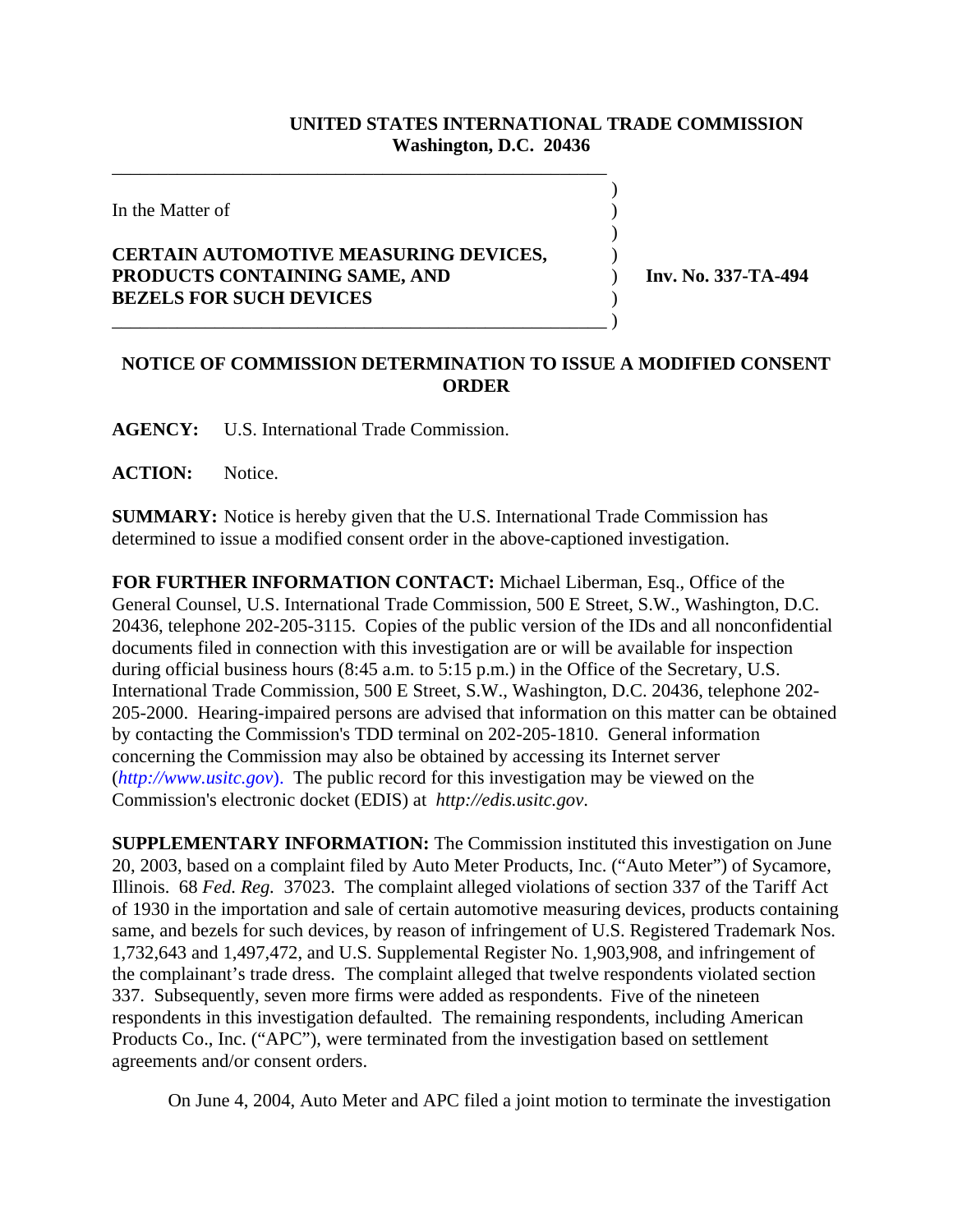**UNITED STATES INTERNATIONAL TRADE COMMISSION**
**Washington, D.C. 20436**

In the Matter of

**CERTAIN AUTOMOTIVE MEASURING DEVICES, PRODUCTS CONTAINING SAME, AND BEZELS FOR SUCH DEVICES**

**Inv. No. 337-TA-494**

## NOTICE OF COMMISSION DETERMINATION TO ISSUE A MODIFIED CONSENT ORDER

**AGENCY:** U.S. International Trade Commission.

**ACTION:** Notice.

**SUMMARY:** Notice is hereby given that the U.S. International Trade Commission has determined to issue a modified consent order in the above-captioned investigation.

**FOR FURTHER INFORMATION CONTACT:** Michael Liberman, Esq., Office of the General Counsel, U.S. International Trade Commission, 500 E Street, S.W., Washington, D.C. 20436, telephone 202-205-3115. Copies of the public version of the IDs and all nonconfidential documents filed in connection with this investigation are or will be available for inspection during official business hours (8:45 a.m. to 5:15 p.m.) in the Office of the Secretary, U.S. International Trade Commission, 500 E Street, S.W., Washington, D.C. 20436, telephone 202-205-2000. Hearing-impaired persons are advised that information on this matter can be obtained by contacting the Commission's TDD terminal on 202-205-1810. General information concerning the Commission may also be obtained by accessing its Internet server (*http://www.usitc.gov*). The public record for this investigation may be viewed on the Commission's electronic docket (EDIS) at *http://edis.usitc.gov*.

**SUPPLEMENTARY INFORMATION:** The Commission instituted this investigation on June 20, 2003, based on a complaint filed by Auto Meter Products, Inc. ("Auto Meter") of Sycamore, Illinois. 68 *Fed. Reg.* 37023. The complaint alleged violations of section 337 of the Tariff Act of 1930 in the importation and sale of certain automotive measuring devices, products containing same, and bezels for such devices, by reason of infringement of U.S. Registered Trademark Nos. 1,732,643 and 1,497,472, and U.S. Supplemental Register No. 1,903,908, and infringement of the complainant's trade dress. The complaint alleged that twelve respondents violated section 337. Subsequently, seven more firms were added as respondents. Five of the nineteen respondents in this investigation defaulted. The remaining respondents, including American Products Co., Inc. ("APC"), were terminated from the investigation based on settlement agreements and/or consent orders.

On June 4, 2004, Auto Meter and APC filed a joint motion to terminate the investigation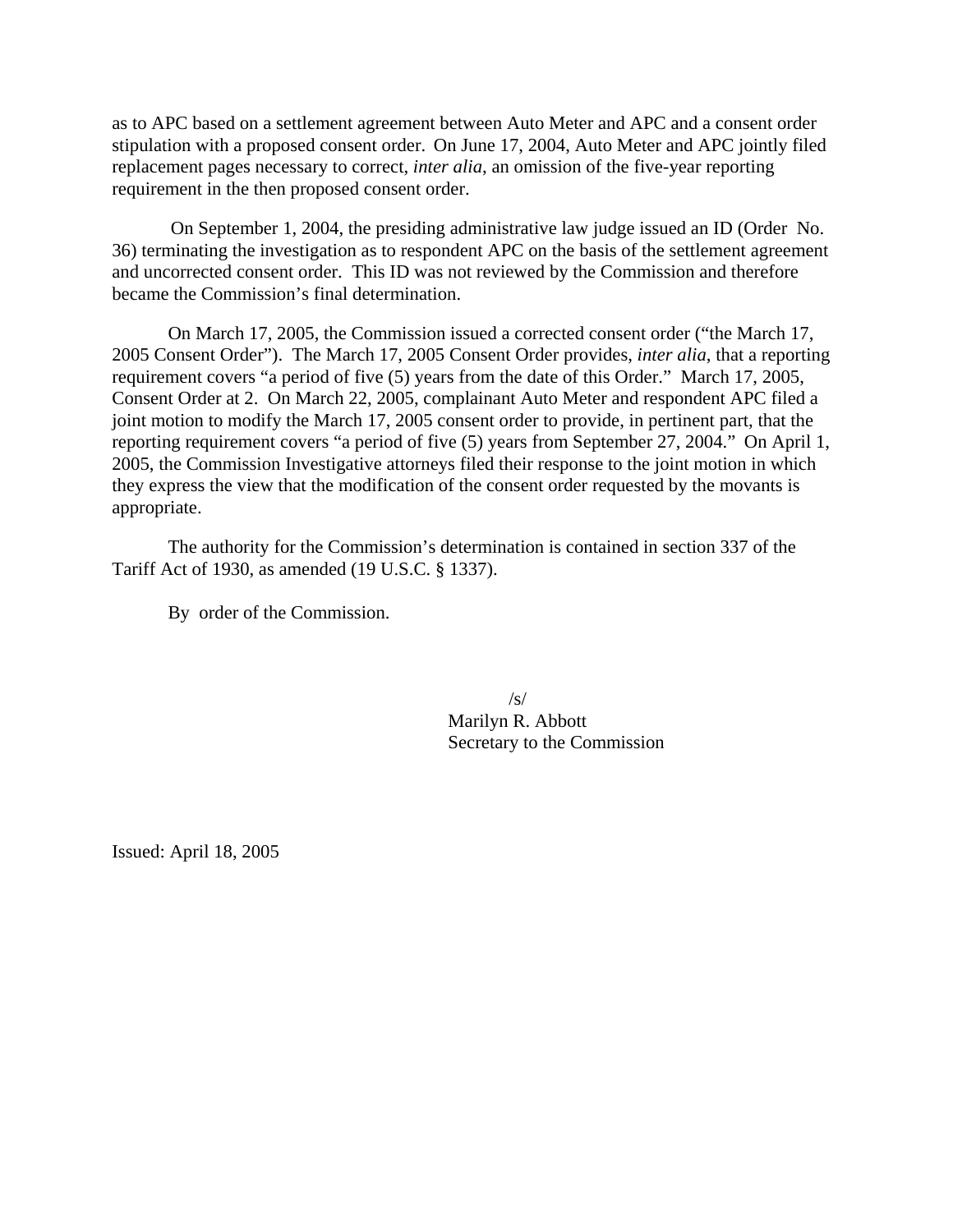as to APC based on a settlement agreement between Auto Meter and APC and a consent order stipulation with a proposed consent order. On June 17, 2004, Auto Meter and APC jointly filed replacement pages necessary to correct, *inter alia*, an omission of the five-year reporting requirement in the then proposed consent order.

On September 1, 2004, the presiding administrative law judge issued an ID (Order No. 36) terminating the investigation as to respondent APC on the basis of the settlement agreement and uncorrected consent order. This ID was not reviewed by the Commission and therefore became the Commission's final determination.

On March 17, 2005, the Commission issued a corrected consent order ("the March 17, 2005 Consent Order"). The March 17, 2005 Consent Order provides, *inter alia*, that a reporting requirement covers "a period of five (5) years from the date of this Order." March 17, 2005, Consent Order at 2. On March 22, 2005, complainant Auto Meter and respondent APC filed a joint motion to modify the March 17, 2005 consent order to provide, in pertinent part, that the reporting requirement covers "a period of five (5) years from September 27, 2004." On April 1, 2005, the Commission Investigative attorneys filed their response to the joint motion in which they express the view that the modification of the consent order requested by the movants is appropriate.

The authority for the Commission's determination is contained in section 337 of the Tariff Act of 1930, as amended (19 U.S.C. § 1337).

By order of the Commission.

/s/
Marilyn R. Abbott
Secretary to the Commission

Issued: April 18, 2005